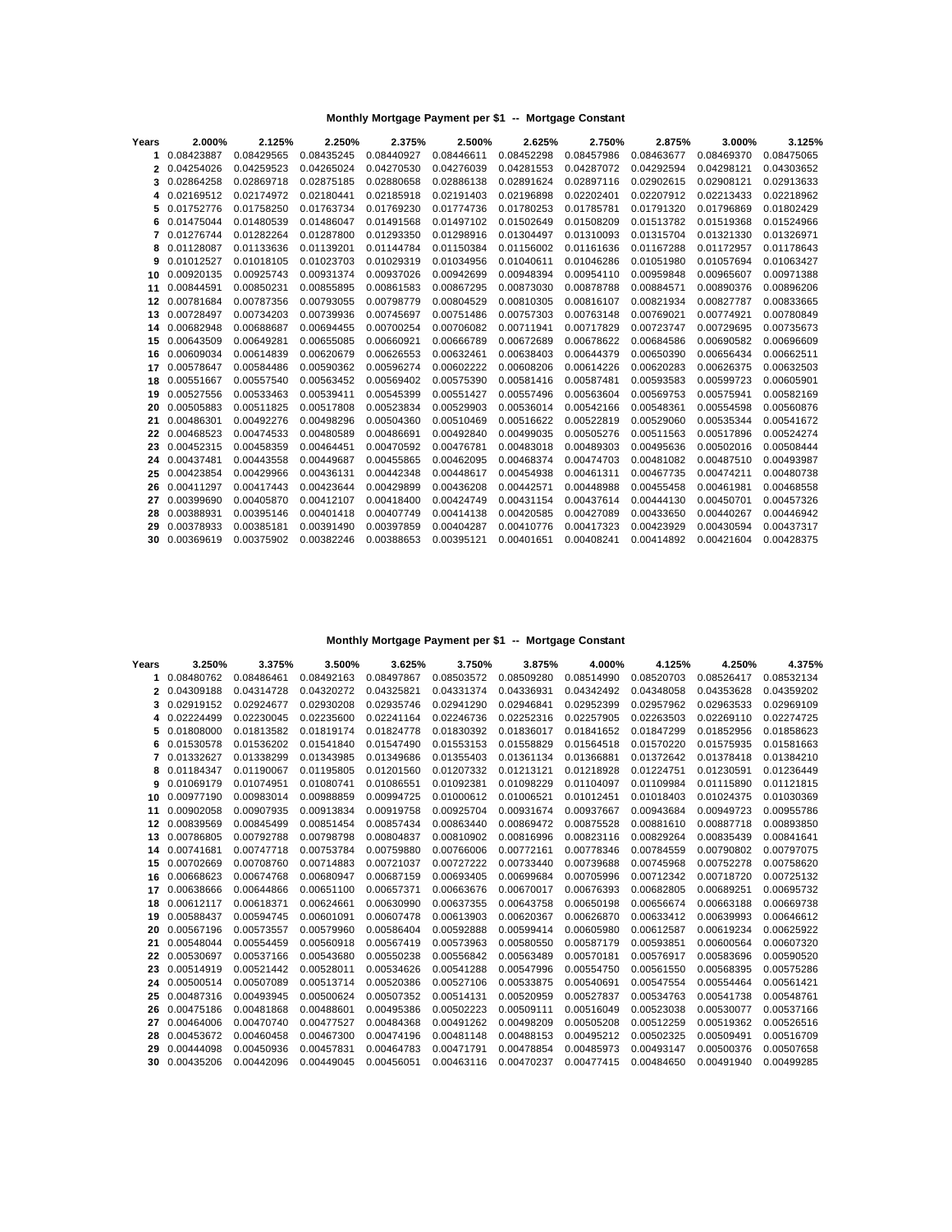### Monthly Mortgage Payment per $1 -- Mortgage Constant

| Years | 2.000% | 2.125% | 2.250% | 2.375% | 2.500% | 2.625% | 2.750% | 2.875% | 3.000% | 3.125% |
|---|---|---|---|---|---|---|---|---|---|---|
| 1 | 0.08423887 | 0.08429565 | 0.08435245 | 0.08440927 | 0.08446611 | 0.08452298 | 0.08457986 | 0.08463677 | 0.08469370 | 0.08475065 |
| 2 | 0.04254026 | 0.04259523 | 0.04265024 | 0.04270530 | 0.04276039 | 0.04281553 | 0.04287072 | 0.04292594 | 0.04298121 | 0.04303652 |
| 3 | 0.02864258 | 0.02869718 | 0.02875185 | 0.02880658 | 0.02886138 | 0.02891624 | 0.02897116 | 0.02902615 | 0.02908121 | 0.02913633 |
| 4 | 0.02169512 | 0.02174972 | 0.02180441 | 0.02185918 | 0.02191403 | 0.02196898 | 0.02202401 | 0.02207912 | 0.02213433 | 0.02218962 |
| 5 | 0.01752776 | 0.01758250 | 0.01763734 | 0.01769230 | 0.01774736 | 0.01780253 | 0.01785781 | 0.01791320 | 0.01796869 | 0.01802429 |
| 6 | 0.01475044 | 0.01480539 | 0.01486047 | 0.01491568 | 0.01497102 | 0.01502649 | 0.01508209 | 0.01513782 | 0.01519368 | 0.01524966 |
| 7 | 0.01276744 | 0.01282264 | 0.01287800 | 0.01293350 | 0.01298916 | 0.01304497 | 0.01310093 | 0.01315704 | 0.01321330 | 0.01326971 |
| 8 | 0.01128087 | 0.01133636 | 0.01139201 | 0.01144784 | 0.01150384 | 0.01156002 | 0.01161636 | 0.01167288 | 0.01172957 | 0.01178643 |
| 9 | 0.01012527 | 0.01018105 | 0.01023703 | 0.01029319 | 0.01034956 | 0.01040611 | 0.01046286 | 0.01051980 | 0.01057694 | 0.01063427 |
| 10 | 0.00920135 | 0.00925743 | 0.00931374 | 0.00937026 | 0.00942699 | 0.00948394 | 0.00954110 | 0.00959848 | 0.00965607 | 0.00971388 |
| 11 | 0.00844591 | 0.00850231 | 0.00855895 | 0.00861583 | 0.00867295 | 0.00873030 | 0.00878788 | 0.00884571 | 0.00890376 | 0.00896206 |
| 12 | 0.00781684 | 0.00787356 | 0.00793055 | 0.00798779 | 0.00804529 | 0.00810305 | 0.00816107 | 0.00821934 | 0.00827787 | 0.00833665 |
| 13 | 0.00728497 | 0.00734203 | 0.00739936 | 0.00745697 | 0.00751486 | 0.00757303 | 0.00763148 | 0.00769021 | 0.00774921 | 0.00780849 |
| 14 | 0.00682948 | 0.00688687 | 0.00694455 | 0.00700254 | 0.00706082 | 0.00711941 | 0.00717829 | 0.00723747 | 0.00729695 | 0.00735673 |
| 15 | 0.00643509 | 0.00649281 | 0.00655085 | 0.00660921 | 0.00666789 | 0.00672689 | 0.00678622 | 0.00684586 | 0.00690582 | 0.00696609 |
| 16 | 0.00609034 | 0.00614839 | 0.00620679 | 0.00626553 | 0.00632461 | 0.00638403 | 0.00644379 | 0.00650390 | 0.00656434 | 0.00662511 |
| 17 | 0.00578647 | 0.00584486 | 0.00590362 | 0.00596274 | 0.00602222 | 0.00608206 | 0.00614226 | 0.00620283 | 0.00626375 | 0.00632503 |
| 18 | 0.00551667 | 0.00557540 | 0.00563452 | 0.00569402 | 0.00575390 | 0.00581416 | 0.00587481 | 0.00593583 | 0.00599723 | 0.00605901 |
| 19 | 0.00527556 | 0.00533463 | 0.00539411 | 0.00545399 | 0.00551427 | 0.00557496 | 0.00563604 | 0.00569753 | 0.00575941 | 0.00582169 |
| 20 | 0.00505883 | 0.00511825 | 0.00517808 | 0.00523834 | 0.00529903 | 0.00536014 | 0.00542166 | 0.00548361 | 0.00554598 | 0.00560876 |
| 21 | 0.00486301 | 0.00492276 | 0.00498296 | 0.00504360 | 0.00510469 | 0.00516622 | 0.00522819 | 0.00529060 | 0.00535344 | 0.00541672 |
| 22 | 0.00468523 | 0.00474533 | 0.00480589 | 0.00486691 | 0.00492840 | 0.00499035 | 0.00505276 | 0.00511563 | 0.00517896 | 0.00524274 |
| 23 | 0.00452315 | 0.00458359 | 0.00464451 | 0.00470592 | 0.00476781 | 0.00483018 | 0.00489303 | 0.00495636 | 0.00502016 | 0.00508444 |
| 24 | 0.00437481 | 0.00443558 | 0.00449687 | 0.00455865 | 0.00462095 | 0.00468374 | 0.00474703 | 0.00481082 | 0.00487510 | 0.00493987 |
| 25 | 0.00423854 | 0.00429966 | 0.00436131 | 0.00442348 | 0.00448617 | 0.00454938 | 0.00461311 | 0.00467735 | 0.00474211 | 0.00480738 |
| 26 | 0.00411297 | 0.00417443 | 0.00423644 | 0.00429899 | 0.00436208 | 0.00442571 | 0.00448988 | 0.00455458 | 0.00461981 | 0.00468558 |
| 27 | 0.00399690 | 0.00405870 | 0.00412107 | 0.00418400 | 0.00424749 | 0.00431154 | 0.00437614 | 0.00444130 | 0.00450701 | 0.00457326 |
| 28 | 0.00388931 | 0.00395146 | 0.00401418 | 0.00407749 | 0.00414138 | 0.00420585 | 0.00427089 | 0.00433650 | 0.00440267 | 0.00446942 |
| 29 | 0.00378933 | 0.00385181 | 0.00391490 | 0.00397859 | 0.00404287 | 0.00410776 | 0.00417323 | 0.00423929 | 0.00430594 | 0.00437317 |
| 30 | 0.00369619 | 0.00375902 | 0.00382246 | 0.00388653 | 0.00395121 | 0.00401651 | 0.00408241 | 0.00414892 | 0.00421604 | 0.00428375 |

### Monthly Mortgage Payment per $1 -- Mortgage Constant

| Years | 3.250% | 3.375% | 3.500% | 3.625% | 3.750% | 3.875% | 4.000% | 4.125% | 4.250% | 4.375% |
|---|---|---|---|---|---|---|---|---|---|---|
| 1 | 0.08480762 | 0.08486461 | 0.08492163 | 0.08497867 | 0.08503572 | 0.08509280 | 0.08514990 | 0.08520703 | 0.08526417 | 0.08532134 |
| 2 | 0.04309188 | 0.04314728 | 0.04320272 | 0.04325821 | 0.04331374 | 0.04336931 | 0.04342492 | 0.04348058 | 0.04353628 | 0.04359202 |
| 3 | 0.02919152 | 0.02924677 | 0.02930208 | 0.02935746 | 0.02941290 | 0.02946841 | 0.02952399 | 0.02957962 | 0.02963533 | 0.02969109 |
| 4 | 0.02224499 | 0.02230045 | 0.02235600 | 0.02241164 | 0.02246736 | 0.02252316 | 0.02257905 | 0.02263503 | 0.02269110 | 0.02274725 |
| 5 | 0.01808000 | 0.01813582 | 0.01819174 | 0.01824778 | 0.01830392 | 0.01836017 | 0.01841652 | 0.01847299 | 0.01852956 | 0.01858623 |
| 6 | 0.01530578 | 0.01536202 | 0.01541840 | 0.01547490 | 0.01553153 | 0.01558829 | 0.01564518 | 0.01570220 | 0.01575935 | 0.01581663 |
| 7 | 0.01332627 | 0.01338299 | 0.01343985 | 0.01349686 | 0.01355403 | 0.01361134 | 0.01366881 | 0.01372642 | 0.01378418 | 0.01384210 |
| 8 | 0.01184347 | 0.01190067 | 0.01195805 | 0.01201560 | 0.01207332 | 0.01213121 | 0.01218928 | 0.01224751 | 0.01230591 | 0.01236449 |
| 9 | 0.01069179 | 0.01074951 | 0.01080741 | 0.01086551 | 0.01092381 | 0.01098229 | 0.01104097 | 0.01109984 | 0.01115890 | 0.01121815 |
| 10 | 0.00977190 | 0.00983014 | 0.00988859 | 0.00994725 | 0.01000612 | 0.01006521 | 0.01012451 | 0.01018403 | 0.01024375 | 0.01030369 |
| 11 | 0.00902058 | 0.00907935 | 0.00913834 | 0.00919758 | 0.00925704 | 0.00931674 | 0.00937667 | 0.00943684 | 0.00949723 | 0.00955786 |
| 12 | 0.00839569 | 0.00845499 | 0.00851454 | 0.00857434 | 0.00863440 | 0.00869472 | 0.00875528 | 0.00881610 | 0.00887718 | 0.00893850 |
| 13 | 0.00786805 | 0.00792788 | 0.00798798 | 0.00804837 | 0.00810902 | 0.00816996 | 0.00823116 | 0.00829264 | 0.00835439 | 0.00841641 |
| 14 | 0.00741681 | 0.00747718 | 0.00753784 | 0.00759880 | 0.00766006 | 0.00772161 | 0.00778346 | 0.00784559 | 0.00790802 | 0.00797075 |
| 15 | 0.00702669 | 0.00708760 | 0.00714883 | 0.00721037 | 0.00727222 | 0.00733440 | 0.00739688 | 0.00745968 | 0.00752278 | 0.00758620 |
| 16 | 0.00668623 | 0.00674768 | 0.00680947 | 0.00687159 | 0.00693405 | 0.00699684 | 0.00705996 | 0.00712342 | 0.00718720 | 0.00725132 |
| 17 | 0.00638666 | 0.00644866 | 0.00651100 | 0.00657371 | 0.00663676 | 0.00670017 | 0.00676393 | 0.00682805 | 0.00689251 | 0.00695732 |
| 18 | 0.00612117 | 0.00618371 | 0.00624661 | 0.00630990 | 0.00637355 | 0.00643758 | 0.00650198 | 0.00656674 | 0.00663188 | 0.00669738 |
| 19 | 0.00588437 | 0.00594745 | 0.00601091 | 0.00607478 | 0.00613903 | 0.00620367 | 0.00626870 | 0.00633412 | 0.00639993 | 0.00646612 |
| 20 | 0.00567196 | 0.00573557 | 0.00579960 | 0.00586404 | 0.00592888 | 0.00599414 | 0.00605980 | 0.00612587 | 0.00619234 | 0.00625922 |
| 21 | 0.00548044 | 0.00554459 | 0.00560918 | 0.00567419 | 0.00573963 | 0.00580550 | 0.00587179 | 0.00593851 | 0.00600564 | 0.00607320 |
| 22 | 0.00530697 | 0.00537166 | 0.00543680 | 0.00550238 | 0.00556842 | 0.00563489 | 0.00570181 | 0.00576917 | 0.00583696 | 0.00590520 |
| 23 | 0.00514919 | 0.00521442 | 0.00528011 | 0.00534626 | 0.00541288 | 0.00547996 | 0.00554750 | 0.00561550 | 0.00568395 | 0.00575286 |
| 24 | 0.00500514 | 0.00507089 | 0.00513714 | 0.00520386 | 0.00527106 | 0.00533875 | 0.00540691 | 0.00547554 | 0.00554464 | 0.00561421 |
| 25 | 0.00487316 | 0.00493945 | 0.00500624 | 0.00507352 | 0.00514131 | 0.00520959 | 0.00527837 | 0.00534763 | 0.00541738 | 0.00548761 |
| 26 | 0.00475186 | 0.00481868 | 0.00488601 | 0.00495386 | 0.00502223 | 0.00509111 | 0.00516049 | 0.00523038 | 0.00530077 | 0.00537166 |
| 27 | 0.00464006 | 0.00470740 | 0.00477527 | 0.00484368 | 0.00491262 | 0.00498209 | 0.00505208 | 0.00512259 | 0.00519362 | 0.00526516 |
| 28 | 0.00453672 | 0.00460458 | 0.00467300 | 0.00474196 | 0.00481148 | 0.00488153 | 0.00495212 | 0.00502325 | 0.00509491 | 0.00516709 |
| 29 | 0.00444098 | 0.00450936 | 0.00457831 | 0.00464783 | 0.00471791 | 0.00478854 | 0.00485973 | 0.00493147 | 0.00500376 | 0.00507658 |
| 30 | 0.00435206 | 0.00442096 | 0.00449045 | 0.00456051 | 0.00463116 | 0.00470237 | 0.00477415 | 0.00484650 | 0.00491940 | 0.00499285 |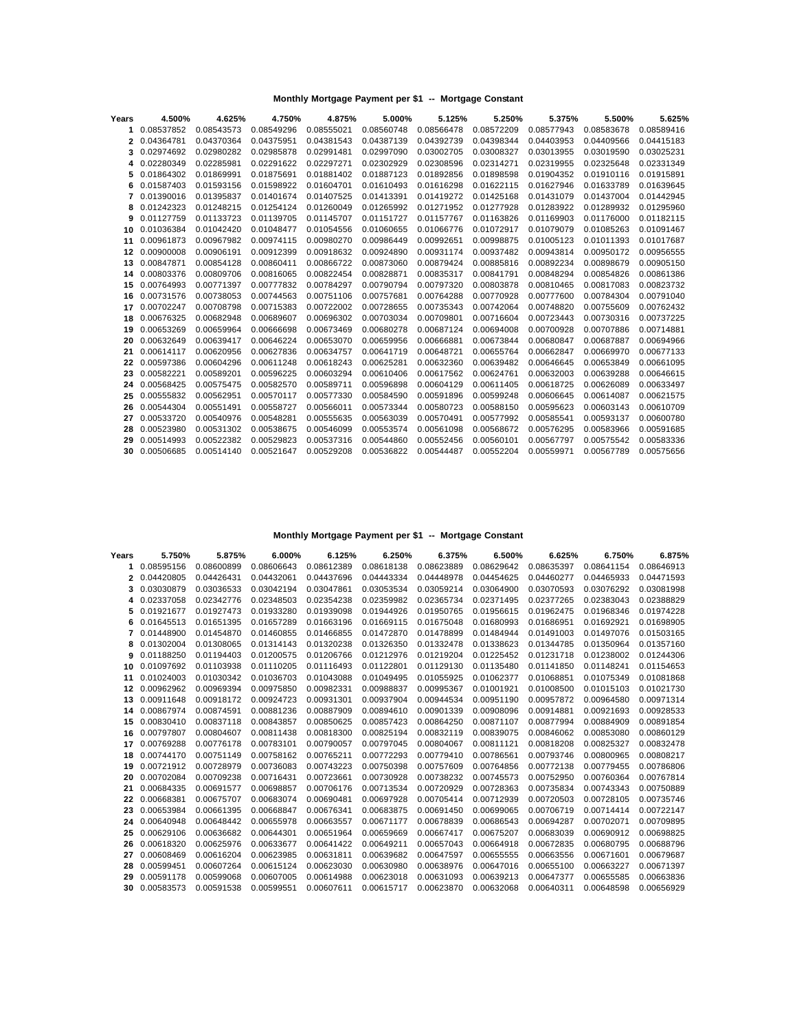**Monthly Mortgage Payment per $1 -- Mortgage Constant**

| Years | 4.500% | 4.625% | 4.750% | 4.875% | 5.000% | 5.125% | 5.250% | 5.375% | 5.500% | 5.625% |
|---|---|---|---|---|---|---|---|---|---|---|
| 1 | 0.08537852 | 0.08543573 | 0.08549296 | 0.08555021 | 0.08560748 | 0.08566478 | 0.08572209 | 0.08577943 | 0.08583678 | 0.08589416 |
| 2 | 0.04364781 | 0.04370364 | 0.04375951 | 0.04381543 | 0.04387139 | 0.04392739 | 0.04398344 | 0.04403953 | 0.04409566 | 0.04415183 |
| 3 | 0.02974692 | 0.02980282 | 0.02985878 | 0.02991481 | 0.02997090 | 0.03002705 | 0.03008327 | 0.03013955 | 0.03019590 | 0.03025231 |
| 4 | 0.02280349 | 0.02285981 | 0.02291622 | 0.02297271 | 0.02302929 | 0.02308596 | 0.02314271 | 0.02319955 | 0.02325648 | 0.02331349 |
| 5 | 0.01864302 | 0.01869991 | 0.01875691 | 0.01881402 | 0.01887123 | 0.01892856 | 0.01898598 | 0.01904352 | 0.01910116 | 0.01915891 |
| 6 | 0.01587403 | 0.01593156 | 0.01598922 | 0.01604701 | 0.01610493 | 0.01616298 | 0.01622115 | 0.01627946 | 0.01633789 | 0.01639645 |
| 7 | 0.01390016 | 0.01395837 | 0.01401674 | 0.01407525 | 0.01413391 | 0.01419272 | 0.01425168 | 0.01431079 | 0.01437004 | 0.01442945 |
| 8 | 0.01242323 | 0.01248215 | 0.01254124 | 0.01260049 | 0.01265992 | 0.01271952 | 0.01277928 | 0.01283922 | 0.01289932 | 0.01295960 |
| 9 | 0.01127759 | 0.01133723 | 0.01139705 | 0.01145707 | 0.01151727 | 0.01157767 | 0.01163826 | 0.01169903 | 0.01176000 | 0.01182115 |
| 10 | 0.01036384 | 0.01042420 | 0.01048477 | 0.01054556 | 0.01060655 | 0.01066776 | 0.01072917 | 0.01079079 | 0.01085263 | 0.01091467 |
| 11 | 0.00961873 | 0.00967982 | 0.00974115 | 0.00980270 | 0.00986449 | 0.00992651 | 0.00998875 | 0.01005123 | 0.01011393 | 0.01017687 |
| 12 | 0.00900008 | 0.00906191 | 0.00912399 | 0.00918632 | 0.00924890 | 0.00931174 | 0.00937482 | 0.00943814 | 0.00950172 | 0.00956555 |
| 13 | 0.00847871 | 0.00854128 | 0.00860411 | 0.00866722 | 0.00873060 | 0.00879424 | 0.00885816 | 0.00892234 | 0.00898679 | 0.00905150 |
| 14 | 0.00803376 | 0.00809706 | 0.00816065 | 0.00822454 | 0.00828871 | 0.00835317 | 0.00841791 | 0.00848294 | 0.00854826 | 0.00861386 |
| 15 | 0.00764993 | 0.00771397 | 0.00777832 | 0.00784297 | 0.00790794 | 0.00797320 | 0.00803878 | 0.00810465 | 0.00817083 | 0.00823732 |
| 16 | 0.00731576 | 0.00738053 | 0.00744563 | 0.00751106 | 0.00757681 | 0.00764288 | 0.00770928 | 0.00777600 | 0.00784304 | 0.00791040 |
| 17 | 0.00702247 | 0.00708798 | 0.00715383 | 0.00722002 | 0.00728655 | 0.00735343 | 0.00742064 | 0.00748820 | 0.00755609 | 0.00762432 |
| 18 | 0.00676325 | 0.00682948 | 0.00689607 | 0.00696302 | 0.00703034 | 0.00709801 | 0.00716604 | 0.00723443 | 0.00730316 | 0.00737225 |
| 19 | 0.00653269 | 0.00659964 | 0.00666698 | 0.00673469 | 0.00680278 | 0.00687124 | 0.00694008 | 0.00700928 | 0.00707886 | 0.00714881 |
| 20 | 0.00632649 | 0.00639417 | 0.00646224 | 0.00653070 | 0.00659956 | 0.00666881 | 0.00673844 | 0.00680847 | 0.00687887 | 0.00694966 |
| 21 | 0.00614117 | 0.00620956 | 0.00627836 | 0.00634757 | 0.00641719 | 0.00648721 | 0.00655764 | 0.00662847 | 0.00669970 | 0.00677133 |
| 22 | 0.00597386 | 0.00604296 | 0.00611248 | 0.00618243 | 0.00625281 | 0.00632360 | 0.00639482 | 0.00646645 | 0.00653849 | 0.00661095 |
| 23 | 0.00582221 | 0.00589201 | 0.00596225 | 0.00603294 | 0.00610406 | 0.00617562 | 0.00624761 | 0.00632003 | 0.00639288 | 0.00646615 |
| 24 | 0.00568425 | 0.00575475 | 0.00582570 | 0.00589711 | 0.00596898 | 0.00604129 | 0.00611405 | 0.00618725 | 0.00626089 | 0.00633497 |
| 25 | 0.00555832 | 0.00562951 | 0.00570117 | 0.00577330 | 0.00584590 | 0.00591896 | 0.00599248 | 0.00606645 | 0.00614087 | 0.00621575 |
| 26 | 0.00544304 | 0.00551491 | 0.00558727 | 0.00566011 | 0.00573344 | 0.00580723 | 0.00588150 | 0.00595623 | 0.00603143 | 0.00610709 |
| 27 | 0.00533720 | 0.00540976 | 0.00548281 | 0.00555635 | 0.00563039 | 0.00570491 | 0.00577992 | 0.00585541 | 0.00593137 | 0.00600780 |
| 28 | 0.00523980 | 0.00531302 | 0.00538675 | 0.00546099 | 0.00553574 | 0.00561098 | 0.00568672 | 0.00576295 | 0.00583966 | 0.00591685 |
| 29 | 0.00514993 | 0.00522382 | 0.00529823 | 0.00537316 | 0.00544860 | 0.00552456 | 0.00560101 | 0.00567797 | 0.00575542 | 0.00583336 |
| 30 | 0.00506685 | 0.00514140 | 0.00521647 | 0.00529208 | 0.00536822 | 0.00544487 | 0.00552204 | 0.00559971 | 0.00567789 | 0.00575656 |

**Monthly Mortgage Payment per $1 -- Mortgage Constant**

| Years | 5.750% | 5.875% | 6.000% | 6.125% | 6.250% | 6.375% | 6.500% | 6.625% | 6.750% | 6.875% |
|---|---|---|---|---|---|---|---|---|---|---|
| 1 | 0.08595156 | 0.08600899 | 0.08606643 | 0.08612389 | 0.08618138 | 0.08623889 | 0.08629642 | 0.08635397 | 0.08641154 | 0.08646913 |
| 2 | 0.04420805 | 0.04426431 | 0.04432061 | 0.04437696 | 0.04443334 | 0.04448978 | 0.04454625 | 0.04460277 | 0.04465933 | 0.04471593 |
| 3 | 0.03030879 | 0.03036533 | 0.03042194 | 0.03047861 | 0.03053534 | 0.03059214 | 0.03064900 | 0.03070593 | 0.03076292 | 0.03081998 |
| 4 | 0.02337058 | 0.02342776 | 0.02348503 | 0.02354238 | 0.02359982 | 0.02365734 | 0.02371495 | 0.02377265 | 0.02383043 | 0.02388829 |
| 5 | 0.01921677 | 0.01927473 | 0.01933280 | 0.01939098 | 0.01944926 | 0.01950765 | 0.01956615 | 0.01962475 | 0.01968346 | 0.01974228 |
| 6 | 0.01645513 | 0.01651395 | 0.01657289 | 0.01663196 | 0.01669115 | 0.01675048 | 0.01680993 | 0.01686951 | 0.01692921 | 0.01698905 |
| 7 | 0.01448900 | 0.01454870 | 0.01460855 | 0.01466855 | 0.01472870 | 0.01478899 | 0.01484944 | 0.01491003 | 0.01497076 | 0.01503165 |
| 8 | 0.01302004 | 0.01308065 | 0.01314143 | 0.01320238 | 0.01326350 | 0.01332478 | 0.01338623 | 0.01344785 | 0.01350964 | 0.01357160 |
| 9 | 0.01188250 | 0.01194403 | 0.01200575 | 0.01206766 | 0.01212976 | 0.01219204 | 0.01225452 | 0.01231718 | 0.01238002 | 0.01244306 |
| 10 | 0.01097692 | 0.01103938 | 0.01110205 | 0.01116493 | 0.01122801 | 0.01129130 | 0.01135480 | 0.01141850 | 0.01148241 | 0.01154653 |
| 11 | 0.01024003 | 0.01030342 | 0.01036703 | 0.01043088 | 0.01049495 | 0.01055925 | 0.01062377 | 0.01068851 | 0.01075349 | 0.01081868 |
| 12 | 0.00962962 | 0.00969394 | 0.00975850 | 0.00982331 | 0.00988837 | 0.00995367 | 0.01001921 | 0.01008500 | 0.01015103 | 0.01021730 |
| 13 | 0.00911648 | 0.00918172 | 0.00924723 | 0.00931301 | 0.00937904 | 0.00944534 | 0.00951190 | 0.00957872 | 0.00964580 | 0.00971314 |
| 14 | 0.00867974 | 0.00874591 | 0.00881236 | 0.00887909 | 0.00894610 | 0.00901339 | 0.00908096 | 0.00914881 | 0.00921693 | 0.00928533 |
| 15 | 0.00830410 | 0.00837118 | 0.00843857 | 0.00850625 | 0.00857423 | 0.00864250 | 0.00871107 | 0.00877994 | 0.00884909 | 0.00891854 |
| 16 | 0.00797807 | 0.00804607 | 0.00811438 | 0.00818300 | 0.00825194 | 0.00832119 | 0.00839075 | 0.00846062 | 0.00853080 | 0.00860129 |
| 17 | 0.00769288 | 0.00776178 | 0.00783101 | 0.00790057 | 0.00797045 | 0.00804067 | 0.00811121 | 0.00818208 | 0.00825327 | 0.00832478 |
| 18 | 0.00744170 | 0.00751149 | 0.00758162 | 0.00765211 | 0.00772293 | 0.00779410 | 0.00786561 | 0.00793746 | 0.00800965 | 0.00808217 |
| 19 | 0.00721912 | 0.00728979 | 0.00736083 | 0.00743223 | 0.00750398 | 0.00757609 | 0.00764856 | 0.00772138 | 0.00779455 | 0.00786806 |
| 20 | 0.00702084 | 0.00709238 | 0.00716431 | 0.00723661 | 0.00730928 | 0.00738232 | 0.00745573 | 0.00752950 | 0.00760364 | 0.00767814 |
| 21 | 0.00684335 | 0.00691577 | 0.00698857 | 0.00706176 | 0.00713534 | 0.00720929 | 0.00728363 | 0.00735834 | 0.00743343 | 0.00750889 |
| 22 | 0.00668381 | 0.00675707 | 0.00683074 | 0.00690481 | 0.00697928 | 0.00705414 | 0.00712939 | 0.00720503 | 0.00728105 | 0.00735746 |
| 23 | 0.00653984 | 0.00661395 | 0.00668847 | 0.00676341 | 0.00683875 | 0.00691450 | 0.00699065 | 0.00706719 | 0.00714414 | 0.00722147 |
| 24 | 0.00640948 | 0.00648442 | 0.00655978 | 0.00663557 | 0.00671177 | 0.00678839 | 0.00686543 | 0.00694287 | 0.00702071 | 0.00709895 |
| 25 | 0.00629106 | 0.00636682 | 0.00644301 | 0.00651964 | 0.00659669 | 0.00667417 | 0.00675207 | 0.00683039 | 0.00690912 | 0.00698825 |
| 26 | 0.00618320 | 0.00625976 | 0.00633677 | 0.00641422 | 0.00649211 | 0.00657043 | 0.00664918 | 0.00672835 | 0.00680795 | 0.00688796 |
| 27 | 0.00608469 | 0.00616204 | 0.00623985 | 0.00631811 | 0.00639682 | 0.00647597 | 0.00655555 | 0.00663556 | 0.00671601 | 0.00679687 |
| 28 | 0.00599451 | 0.00607264 | 0.00615124 | 0.00623030 | 0.00630980 | 0.00638976 | 0.00647016 | 0.00655100 | 0.00663227 | 0.00671397 |
| 29 | 0.00591178 | 0.00599068 | 0.00607005 | 0.00614988 | 0.00623018 | 0.00631093 | 0.00639213 | 0.00647377 | 0.00655585 | 0.00663836 |
| 30 | 0.00583573 | 0.00591538 | 0.00599551 | 0.00607611 | 0.00615717 | 0.00623870 | 0.00632068 | 0.00640311 | 0.00648598 | 0.00656929 |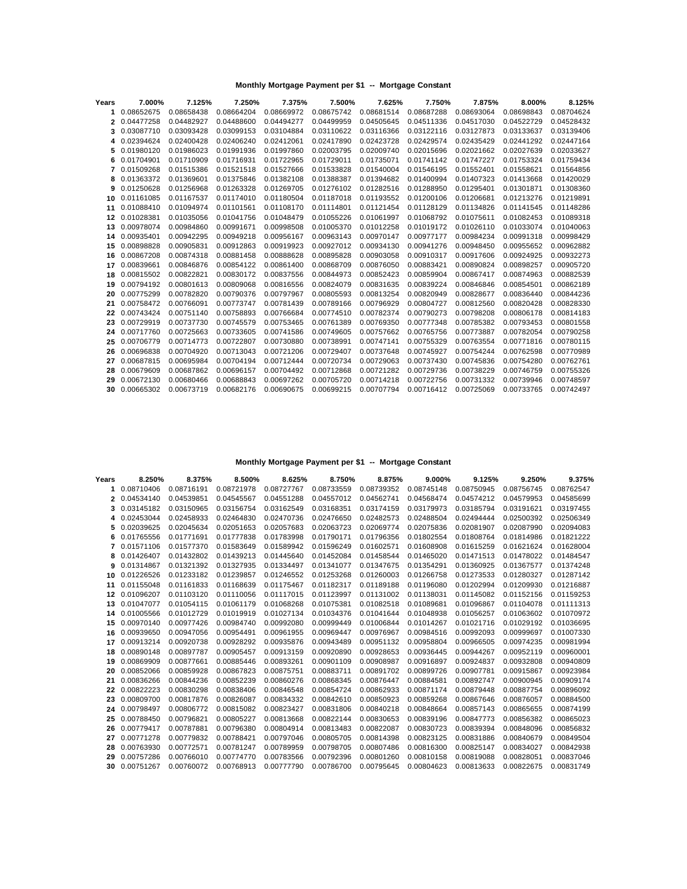### Monthly Mortgage Payment per $1 -- Mortgage Constant

| Years | 7.000% | 7.125% | 7.250% | 7.375% | 7.500% | 7.625% | 7.750% | 7.875% | 8.000% | 8.125% |
|---|---|---|---|---|---|---|---|---|---|---|
| 1 | 0.08652675 | 0.08658438 | 0.08664204 | 0.08669972 | 0.08675742 | 0.08681514 | 0.08687288 | 0.08693064 | 0.08698843 | 0.08704624 |
| 2 | 0.04477258 | 0.04482927 | 0.04488600 | 0.04494277 | 0.04499959 | 0.04505645 | 0.04511336 | 0.04517030 | 0.04522729 | 0.04528432 |
| 3 | 0.03087710 | 0.03093428 | 0.03099153 | 0.03104884 | 0.03110622 | 0.03116366 | 0.03122116 | 0.03127873 | 0.03133637 | 0.03139406 |
| 4 | 0.02394624 | 0.02400428 | 0.02406240 | 0.02412061 | 0.02417890 | 0.02423728 | 0.02429574 | 0.02435429 | 0.02441292 | 0.02447164 |
| 5 | 0.01980120 | 0.01986023 | 0.01991936 | 0.01997860 | 0.02003795 | 0.02009740 | 0.02015696 | 0.02021662 | 0.02027639 | 0.02033627 |
| 6 | 0.01704901 | 0.01710909 | 0.01716931 | 0.01722965 | 0.01729011 | 0.01735071 | 0.01741142 | 0.01747227 | 0.01753324 | 0.01759434 |
| 7 | 0.01509268 | 0.01515386 | 0.01521518 | 0.01527666 | 0.01533828 | 0.01540004 | 0.01546195 | 0.01552401 | 0.01558621 | 0.01564856 |
| 8 | 0.01363372 | 0.01369601 | 0.01375846 | 0.01382108 | 0.01388387 | 0.01394682 | 0.01400994 | 0.01407323 | 0.01413668 | 0.01420029 |
| 9 | 0.01250628 | 0.01256968 | 0.01263328 | 0.01269705 | 0.01276102 | 0.01282516 | 0.01288950 | 0.01295401 | 0.01301871 | 0.01308360 |
| 10 | 0.01161085 | 0.01167537 | 0.01174010 | 0.01180504 | 0.01187018 | 0.01193552 | 0.01200106 | 0.01206681 | 0.01213276 | 0.01219891 |
| 11 | 0.01088410 | 0.01094974 | 0.01101561 | 0.01108170 | 0.01114801 | 0.01121454 | 0.01128129 | 0.01134826 | 0.01141545 | 0.01148286 |
| 12 | 0.01028381 | 0.01035056 | 0.01041756 | 0.01048479 | 0.01055226 | 0.01061997 | 0.01068792 | 0.01075611 | 0.01082453 | 0.01089318 |
| 13 | 0.00978074 | 0.00984860 | 0.00991671 | 0.00998508 | 0.01005370 | 0.01012258 | 0.01019172 | 0.01026110 | 0.01033074 | 0.01040063 |
| 14 | 0.00935401 | 0.00942295 | 0.00949218 | 0.00956167 | 0.00963143 | 0.00970147 | 0.00977177 | 0.00984234 | 0.00991318 | 0.00998429 |
| 15 | 0.00898828 | 0.00905831 | 0.00912863 | 0.00919923 | 0.00927012 | 0.00934130 | 0.00941276 | 0.00948450 | 0.00955652 | 0.00962882 |
| 16 | 0.00867208 | 0.00874318 | 0.00881458 | 0.00888628 | 0.00895828 | 0.00903058 | 0.00910317 | 0.00917606 | 0.00924925 | 0.00932273 |
| 17 | 0.00839661 | 0.00846876 | 0.00854122 | 0.00861400 | 0.00868709 | 0.00876050 | 0.00883421 | 0.00890824 | 0.00898257 | 0.00905720 |
| 18 | 0.00815502 | 0.00822821 | 0.00830172 | 0.00837556 | 0.00844973 | 0.00852423 | 0.00859904 | 0.00867417 | 0.00874963 | 0.00882539 |
| 19 | 0.00794192 | 0.00801613 | 0.00809068 | 0.00816556 | 0.00824079 | 0.00831635 | 0.00839224 | 0.00846846 | 0.00854501 | 0.00862189 |
| 20 | 0.00775299 | 0.00782820 | 0.00790376 | 0.00797967 | 0.00805593 | 0.00813254 | 0.00820949 | 0.00828677 | 0.00836440 | 0.00844236 |
| 21 | 0.00758472 | 0.00766091 | 0.00773747 | 0.00781439 | 0.00789166 | 0.00796929 | 0.00804727 | 0.00812560 | 0.00820428 | 0.00828330 |
| 22 | 0.00743424 | 0.00751140 | 0.00758893 | 0.00766684 | 0.00774510 | 0.00782374 | 0.00790273 | 0.00798208 | 0.00806178 | 0.00814183 |
| 23 | 0.00729919 | 0.00737730 | 0.00745579 | 0.00753465 | 0.00761389 | 0.00769350 | 0.00777348 | 0.00785382 | 0.00793453 | 0.00801558 |
| 24 | 0.00717760 | 0.00725663 | 0.00733605 | 0.00741586 | 0.00749605 | 0.00757662 | 0.00765756 | 0.00773887 | 0.00782054 | 0.00790258 |
| 25 | 0.00706779 | 0.00714773 | 0.00722807 | 0.00730880 | 0.00738991 | 0.00747141 | 0.00755329 | 0.00763554 | 0.00771816 | 0.00780115 |
| 26 | 0.00696838 | 0.00704920 | 0.00713043 | 0.00721206 | 0.00729407 | 0.00737648 | 0.00745927 | 0.00754244 | 0.00762598 | 0.00770989 |
| 27 | 0.00687815 | 0.00695984 | 0.00704194 | 0.00712444 | 0.00720734 | 0.00729063 | 0.00737430 | 0.00745836 | 0.00754280 | 0.00762761 |
| 28 | 0.00679609 | 0.00687862 | 0.00696157 | 0.00704492 | 0.00712868 | 0.00721282 | 0.00729736 | 0.00738229 | 0.00746759 | 0.00755326 |
| 29 | 0.00672130 | 0.00680466 | 0.00688843 | 0.00697262 | 0.00705720 | 0.00714218 | 0.00722756 | 0.00731332 | 0.00739946 | 0.00748597 |
| 30 | 0.00665302 | 0.00673719 | 0.00682176 | 0.00690675 | 0.00699215 | 0.00707794 | 0.00716412 | 0.00725069 | 0.00733765 | 0.00742497 |

### Monthly Mortgage Payment per $1 -- Mortgage Constant

| Years | 8.250% | 8.375% | 8.500% | 8.625% | 8.750% | 8.875% | 9.000% | 9.125% | 9.250% | 9.375% |
|---|---|---|---|---|---|---|---|---|---|---|
| 1 | 0.08710406 | 0.08716191 | 0.08721978 | 0.08727767 | 0.08733559 | 0.08739352 | 0.08745148 | 0.08750945 | 0.08756745 | 0.08762547 |
| 2 | 0.04534140 | 0.04539851 | 0.04545567 | 0.04551288 | 0.04557012 | 0.04562741 | 0.04568474 | 0.04574212 | 0.04579953 | 0.04585699 |
| 3 | 0.03145182 | 0.03150965 | 0.03156754 | 0.03162549 | 0.03168351 | 0.03174159 | 0.03179973 | 0.03185794 | 0.03191621 | 0.03197455 |
| 4 | 0.02453044 | 0.02458933 | 0.02464830 | 0.02470736 | 0.02476650 | 0.02482573 | 0.02488504 | 0.02494444 | 0.02500392 | 0.02506349 |
| 5 | 0.02039625 | 0.02045634 | 0.02051653 | 0.02057683 | 0.02063723 | 0.02069774 | 0.02075836 | 0.02081907 | 0.02087990 | 0.02094083 |
| 6 | 0.01765556 | 0.01771691 | 0.01777838 | 0.01783998 | 0.01790171 | 0.01796356 | 0.01802554 | 0.01808764 | 0.01814986 | 0.01821222 |
| 7 | 0.01571106 | 0.01577370 | 0.01583649 | 0.01589942 | 0.01596249 | 0.01602571 | 0.01608908 | 0.01615259 | 0.01621624 | 0.01628004 |
| 8 | 0.01426407 | 0.01432802 | 0.01439213 | 0.01445640 | 0.01452084 | 0.01458544 | 0.01465020 | 0.01471513 | 0.01478022 | 0.01484547 |
| 9 | 0.01314867 | 0.01321392 | 0.01327935 | 0.01334497 | 0.01341077 | 0.01347675 | 0.01354291 | 0.01360925 | 0.01367577 | 0.01374248 |
| 10 | 0.01226526 | 0.01233182 | 0.01239857 | 0.01246552 | 0.01253268 | 0.01260003 | 0.01266758 | 0.01273533 | 0.01280327 | 0.01287142 |
| 11 | 0.01155048 | 0.01161833 | 0.01168639 | 0.01175467 | 0.01182317 | 0.01189188 | 0.01196080 | 0.01202994 | 0.01209930 | 0.01216887 |
| 12 | 0.01096207 | 0.01103120 | 0.01110056 | 0.01117015 | 0.01123997 | 0.01131002 | 0.01138031 | 0.01145082 | 0.01152156 | 0.01159253 |
| 13 | 0.01047077 | 0.01054115 | 0.01061179 | 0.01068268 | 0.01075381 | 0.01082518 | 0.01089681 | 0.01096867 | 0.01104078 | 0.01111313 |
| 14 | 0.01005566 | 0.01012729 | 0.01019919 | 0.01027134 | 0.01034376 | 0.01041644 | 0.01048938 | 0.01056257 | 0.01063602 | 0.01070972 |
| 15 | 0.00970140 | 0.00977426 | 0.00984740 | 0.00992080 | 0.00999449 | 0.01006844 | 0.01014267 | 0.01021716 | 0.01029192 | 0.01036695 |
| 16 | 0.00939650 | 0.00947056 | 0.00954491 | 0.00961955 | 0.00969447 | 0.00976967 | 0.00984516 | 0.00992093 | 0.00999697 | 0.01007330 |
| 17 | 0.00913214 | 0.00920738 | 0.00928292 | 0.00935876 | 0.00943489 | 0.00951132 | 0.00958804 | 0.00966505 | 0.00974235 | 0.00981994 |
| 18 | 0.00890148 | 0.00897787 | 0.00905457 | 0.00913159 | 0.00920890 | 0.00928653 | 0.00936445 | 0.00944267 | 0.00952119 | 0.00960001 |
| 19 | 0.00869909 | 0.00877661 | 0.00885446 | 0.00893261 | 0.00901109 | 0.00908987 | 0.00916897 | 0.00924837 | 0.00932808 | 0.00940809 |
| 20 | 0.00852066 | 0.00859928 | 0.00867823 | 0.00875751 | 0.00883711 | 0.00891702 | 0.00899726 | 0.00907781 | 0.00915867 | 0.00923984 |
| 21 | 0.00836266 | 0.00844236 | 0.00852239 | 0.00860276 | 0.00868345 | 0.00876447 | 0.00884581 | 0.00892747 | 0.00900945 | 0.00909174 |
| 22 | 0.00822223 | 0.00830298 | 0.00838406 | 0.00846548 | 0.00854724 | 0.00862933 | 0.00871174 | 0.00879448 | 0.00887754 | 0.00896092 |
| 23 | 0.00809700 | 0.00817876 | 0.00826087 | 0.00834332 | 0.00842610 | 0.00850923 | 0.00859268 | 0.00867646 | 0.00876057 | 0.00884500 |
| 24 | 0.00798497 | 0.00806772 | 0.00815082 | 0.00823427 | 0.00831806 | 0.00840218 | 0.00848664 | 0.00857143 | 0.00865655 | 0.00874199 |
| 25 | 0.00788450 | 0.00796821 | 0.00805227 | 0.00813668 | 0.00822144 | 0.00830653 | 0.00839196 | 0.00847773 | 0.00856382 | 0.00865023 |
| 26 | 0.00779417 | 0.00787881 | 0.00796380 | 0.00804914 | 0.00813483 | 0.00822087 | 0.00830723 | 0.00839394 | 0.00848096 | 0.00856832 |
| 27 | 0.00771278 | 0.00779832 | 0.00788421 | 0.00797046 | 0.00805705 | 0.00814398 | 0.00823125 | 0.00831886 | 0.00840679 | 0.00849504 |
| 28 | 0.00763930 | 0.00772571 | 0.00781247 | 0.00789959 | 0.00798705 | 0.00807486 | 0.00816300 | 0.00825147 | 0.00834027 | 0.00842938 |
| 29 | 0.00757286 | 0.00766010 | 0.00774770 | 0.00783566 | 0.00792396 | 0.00801260 | 0.00810158 | 0.00819088 | 0.00828051 | 0.00837046 |
| 30 | 0.00751267 | 0.00760072 | 0.00768913 | 0.00777790 | 0.00786700 | 0.00795645 | 0.00804623 | 0.00813633 | 0.00822675 | 0.00831749 |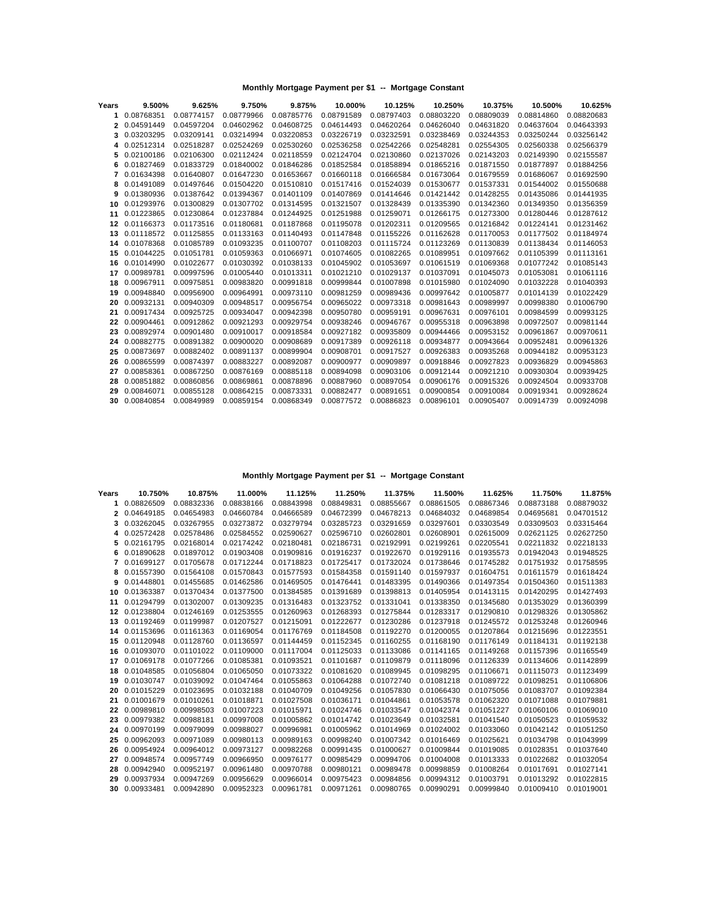### Monthly Mortgage Payment per $1 -- Mortgage Constant

| Years | 9.500% | 9.625% | 9.750% | 9.875% | 10.000% | 10.125% | 10.250% | 10.375% | 10.500% | 10.625% |
|---|---|---|---|---|---|---|---|---|---|---|
| 1 | 0.08768351 | 0.08774157 | 0.08779966 | 0.08785776 | 0.08791589 | 0.08797403 | 0.08803220 | 0.08809039 | 0.08814860 | 0.08820683 |
| 2 | 0.04591449 | 0.04597204 | 0.04602962 | 0.04608725 | 0.04614493 | 0.04620264 | 0.04626040 | 0.04631820 | 0.04637604 | 0.04643393 |
| 3 | 0.03203295 | 0.03209141 | 0.03214994 | 0.03220853 | 0.03226719 | 0.03232591 | 0.03238469 | 0.03244353 | 0.03250244 | 0.03256142 |
| 4 | 0.02512314 | 0.02518287 | 0.02524269 | 0.02530260 | 0.02536258 | 0.02542266 | 0.02548281 | 0.02554305 | 0.02560338 | 0.02566379 |
| 5 | 0.02100186 | 0.02106300 | 0.02112424 | 0.02118559 | 0.02124704 | 0.02130860 | 0.02137026 | 0.02143203 | 0.02149390 | 0.02155587 |
| 6 | 0.01827469 | 0.01833729 | 0.01840002 | 0.01846286 | 0.01852584 | 0.01858894 | 0.01865216 | 0.01871550 | 0.01877897 | 0.01884256 |
| 7 | 0.01634398 | 0.01640807 | 0.01647230 | 0.01653667 | 0.01660118 | 0.01666584 | 0.01673064 | 0.01679559 | 0.01686067 | 0.01692590 |
| 8 | 0.01491089 | 0.01497646 | 0.01504220 | 0.01510810 | 0.01517416 | 0.01524039 | 0.01530677 | 0.01537331 | 0.01544002 | 0.01550688 |
| 9 | 0.01380936 | 0.01387642 | 0.01394367 | 0.01401109 | 0.01407869 | 0.01414646 | 0.01421442 | 0.01428255 | 0.01435086 | 0.01441935 |
| 10 | 0.01293976 | 0.01300829 | 0.01307702 | 0.01314595 | 0.01321507 | 0.01328439 | 0.01335390 | 0.01342360 | 0.01349350 | 0.01356359 |
| 11 | 0.01223865 | 0.01230864 | 0.01237884 | 0.01244925 | 0.01251988 | 0.01259071 | 0.01266175 | 0.01273300 | 0.01280446 | 0.01287612 |
| 12 | 0.01166373 | 0.01173516 | 0.01180681 | 0.01187868 | 0.01195078 | 0.01202311 | 0.01209565 | 0.01216842 | 0.01224141 | 0.01231462 |
| 13 | 0.01118572 | 0.01125855 | 0.01133163 | 0.01140493 | 0.01147848 | 0.01155226 | 0.01162628 | 0.01170053 | 0.01177502 | 0.01184974 |
| 14 | 0.01078368 | 0.01085789 | 0.01093235 | 0.01100707 | 0.01108203 | 0.01115724 | 0.01123269 | 0.01130839 | 0.01138434 | 0.01146053 |
| 15 | 0.01044225 | 0.01051781 | 0.01059363 | 0.01066971 | 0.01074605 | 0.01082265 | 0.01089951 | 0.01097662 | 0.01105399 | 0.01113161 |
| 16 | 0.01014990 | 0.01022677 | 0.01030392 | 0.01038133 | 0.01045902 | 0.01053697 | 0.01061519 | 0.01069368 | 0.01077242 | 0.01085143 |
| 17 | 0.00989781 | 0.00997596 | 0.01005440 | 0.01013311 | 0.01021210 | 0.01029137 | 0.01037091 | 0.01045073 | 0.01053081 | 0.01061116 |
| 18 | 0.00967911 | 0.00975851 | 0.00983820 | 0.00991818 | 0.00999844 | 0.01007898 | 0.01015980 | 0.01024090 | 0.01032228 | 0.01040393 |
| 19 | 0.00948840 | 0.00956900 | 0.00964991 | 0.00973110 | 0.00981259 | 0.00989436 | 0.00997642 | 0.01005877 | 0.01014139 | 0.01022429 |
| 20 | 0.00932131 | 0.00940309 | 0.00948517 | 0.00956754 | 0.00965022 | 0.00973318 | 0.00981643 | 0.00989997 | 0.00998380 | 0.01006790 |
| 21 | 0.00917434 | 0.00925725 | 0.00934047 | 0.00942398 | 0.00950780 | 0.00959191 | 0.00967631 | 0.00976101 | 0.00984599 | 0.00993125 |
| 22 | 0.00904461 | 0.00912862 | 0.00921293 | 0.00929754 | 0.00938246 | 0.00946767 | 0.00955318 | 0.00963898 | 0.00972507 | 0.00981144 |
| 23 | 0.00892974 | 0.00901480 | 0.00910017 | 0.00918584 | 0.00927182 | 0.00935809 | 0.00944466 | 0.00953152 | 0.00961867 | 0.00970611 |
| 24 | 0.00882775 | 0.00891382 | 0.00900020 | 0.00908689 | 0.00917389 | 0.00926118 | 0.00934877 | 0.00943664 | 0.00952481 | 0.00961326 |
| 25 | 0.00873697 | 0.00882402 | 0.00891137 | 0.00899904 | 0.00908701 | 0.00917527 | 0.00926383 | 0.00935268 | 0.00944182 | 0.00953123 |
| 26 | 0.00865599 | 0.00874397 | 0.00883227 | 0.00892087 | 0.00900977 | 0.00909897 | 0.00918846 | 0.00927823 | 0.00936829 | 0.00945863 |
| 27 | 0.00858361 | 0.00867250 | 0.00876169 | 0.00885118 | 0.00894098 | 0.00903106 | 0.00912144 | 0.00921210 | 0.00930304 | 0.00939425 |
| 28 | 0.00851882 | 0.00860856 | 0.00869861 | 0.00878896 | 0.00887960 | 0.00897054 | 0.00906176 | 0.00915326 | 0.00924504 | 0.00933708 |
| 29 | 0.00846071 | 0.00855128 | 0.00864215 | 0.00873331 | 0.00882477 | 0.00891651 | 0.00900854 | 0.00910084 | 0.00919341 | 0.00928624 |
| 30 | 0.00840854 | 0.00849989 | 0.00859154 | 0.00868349 | 0.00877572 | 0.00886823 | 0.00896101 | 0.00905407 | 0.00914739 | 0.00924098 |

### Monthly Mortgage Payment per $1 -- Mortgage Constant

| Years | 10.750% | 10.875% | 11.000% | 11.125% | 11.250% | 11.375% | 11.500% | 11.625% | 11.750% | 11.875% |
|---|---|---|---|---|---|---|---|---|---|---|
| 1 | 0.08826509 | 0.08832336 | 0.08838166 | 0.08843998 | 0.08849831 | 0.08855667 | 0.08861505 | 0.08867346 | 0.08873188 | 0.08879032 |
| 2 | 0.04649185 | 0.04654983 | 0.04660784 | 0.04666589 | 0.04672399 | 0.04678213 | 0.04684032 | 0.04689854 | 0.04695681 | 0.04701512 |
| 3 | 0.03262045 | 0.03267955 | 0.03273872 | 0.03279794 | 0.03285723 | 0.03291659 | 0.03297601 | 0.03303549 | 0.03309503 | 0.03315464 |
| 4 | 0.02572428 | 0.02578486 | 0.02584552 | 0.02590627 | 0.02596710 | 0.02602801 | 0.02608901 | 0.02615009 | 0.02621125 | 0.02627250 |
| 5 | 0.02161795 | 0.02168014 | 0.02174242 | 0.02180481 | 0.02186731 | 0.02192991 | 0.02199261 | 0.02205541 | 0.02211832 | 0.02218133 |
| 6 | 0.01890628 | 0.01897012 | 0.01903408 | 0.01909816 | 0.01916237 | 0.01922670 | 0.01929116 | 0.01935573 | 0.01942043 | 0.01948525 |
| 7 | 0.01699127 | 0.01705678 | 0.01712244 | 0.01718823 | 0.01725417 | 0.01732024 | 0.01738646 | 0.01745282 | 0.01751932 | 0.01758595 |
| 8 | 0.01557390 | 0.01564108 | 0.01570843 | 0.01577593 | 0.01584358 | 0.01591140 | 0.01597937 | 0.01604751 | 0.01611579 | 0.01618424 |
| 9 | 0.01448801 | 0.01455685 | 0.01462586 | 0.01469505 | 0.01476441 | 0.01483395 | 0.01490366 | 0.01497354 | 0.01504360 | 0.01511383 |
| 10 | 0.01363387 | 0.01370434 | 0.01377500 | 0.01384585 | 0.01391689 | 0.01398813 | 0.01405954 | 0.01413115 | 0.01420295 | 0.01427493 |
| 11 | 0.01294799 | 0.01302007 | 0.01309235 | 0.01316483 | 0.01323752 | 0.01331041 | 0.01338350 | 0.01345680 | 0.01353029 | 0.01360399 |
| 12 | 0.01238804 | 0.01246169 | 0.01253555 | 0.01260963 | 0.01268393 | 0.01275844 | 0.01283317 | 0.01290810 | 0.01298326 | 0.01305862 |
| 13 | 0.01192469 | 0.01199987 | 0.01207527 | 0.01215091 | 0.01222677 | 0.01230286 | 0.01237918 | 0.01245572 | 0.01253248 | 0.01260946 |
| 14 | 0.01153696 | 0.01161363 | 0.01169054 | 0.01176769 | 0.01184508 | 0.01192270 | 0.01200055 | 0.01207864 | 0.01215696 | 0.01223551 |
| 15 | 0.01120948 | 0.01128760 | 0.01136597 | 0.01144459 | 0.01152345 | 0.01160255 | 0.01168190 | 0.01176149 | 0.01184131 | 0.01192138 |
| 16 | 0.01093070 | 0.01101022 | 0.01109000 | 0.01117004 | 0.01125033 | 0.01133086 | 0.01141165 | 0.01149268 | 0.01157396 | 0.01165549 |
| 17 | 0.01069178 | 0.01077266 | 0.01085381 | 0.01093521 | 0.01101687 | 0.01109879 | 0.01118096 | 0.01126339 | 0.01134606 | 0.01142899 |
| 18 | 0.01048585 | 0.01056804 | 0.01065050 | 0.01073322 | 0.01081620 | 0.01089945 | 0.01098295 | 0.01106671 | 0.01115073 | 0.01123499 |
| 19 | 0.01030747 | 0.01039092 | 0.01047464 | 0.01055863 | 0.01064288 | 0.01072740 | 0.01081218 | 0.01089722 | 0.01098251 | 0.01106806 |
| 20 | 0.01015229 | 0.01023695 | 0.01032188 | 0.01040709 | 0.01049256 | 0.01057830 | 0.01066430 | 0.01075056 | 0.01083707 | 0.01092384 |
| 21 | 0.01001679 | 0.01010261 | 0.01018871 | 0.01027508 | 0.01036171 | 0.01044861 | 0.01053578 | 0.01062320 | 0.01071088 | 0.01079881 |
| 22 | 0.00989810 | 0.00998503 | 0.01007223 | 0.01015971 | 0.01024746 | 0.01033547 | 0.01042374 | 0.01051227 | 0.01060106 | 0.01069010 |
| 23 | 0.00979382 | 0.00988181 | 0.00997008 | 0.01005862 | 0.01014742 | 0.01023649 | 0.01032581 | 0.01041540 | 0.01050523 | 0.01059532 |
| 24 | 0.00970199 | 0.00979099 | 0.00988027 | 0.00996981 | 0.01005962 | 0.01014969 | 0.01024002 | 0.01033060 | 0.01042142 | 0.01051250 |
| 25 | 0.00962093 | 0.00971089 | 0.00980113 | 0.00989163 | 0.00998240 | 0.01007342 | 0.01016469 | 0.01025621 | 0.01034798 | 0.01043999 |
| 26 | 0.00954924 | 0.00964012 | 0.00973127 | 0.00982268 | 0.00991435 | 0.01000627 | 0.01009844 | 0.01019085 | 0.01028351 | 0.01037640 |
| 27 | 0.00948574 | 0.00957749 | 0.00966950 | 0.00976177 | 0.00985429 | 0.00994706 | 0.01004008 | 0.01013333 | 0.01022682 | 0.01032054 |
| 28 | 0.00942940 | 0.00952197 | 0.00961480 | 0.00970788 | 0.00980121 | 0.00989478 | 0.00998859 | 0.01008264 | 0.01017691 | 0.01027141 |
| 29 | 0.00937934 | 0.00947269 | 0.00956629 | 0.00966014 | 0.00975423 | 0.00984856 | 0.00994312 | 0.01003791 | 0.01013292 | 0.01022815 |
| 30 | 0.00933481 | 0.00942890 | 0.00952323 | 0.00961781 | 0.00971261 | 0.00980765 | 0.00990291 | 0.00999840 | 0.01009410 | 0.01019001 |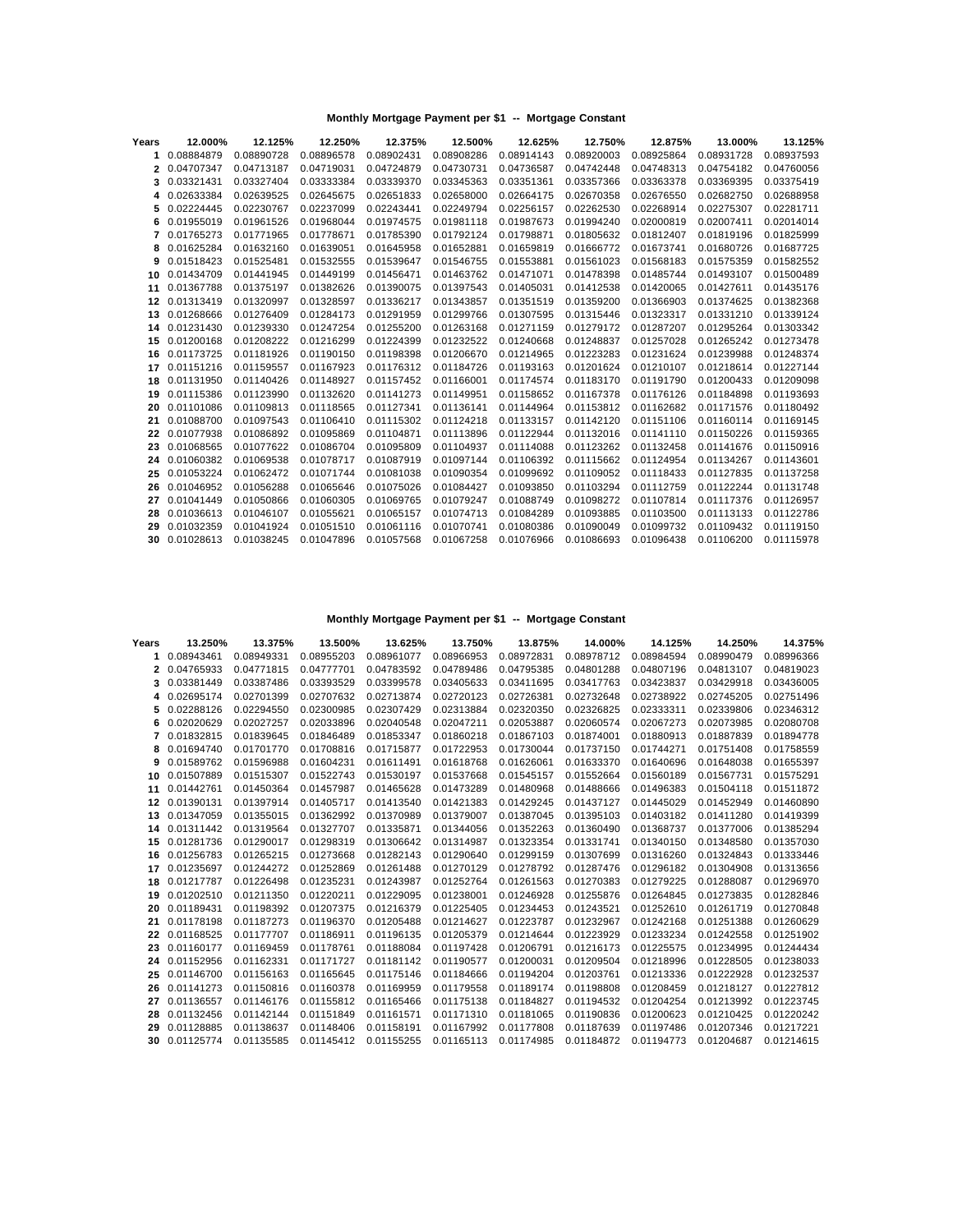### Monthly Mortgage Payment per $1 -- Mortgage Constant

| Years | 12.000% | 12.125% | 12.250% | 12.375% | 12.500% | 12.625% | 12.750% | 12.875% | 13.000% | 13.125% |
|---|---|---|---|---|---|---|---|---|---|---|
| 1 | 0.08884879 | 0.08890728 | 0.08896578 | 0.08902431 | 0.08908286 | 0.08914143 | 0.08920003 | 0.08925864 | 0.08931728 | 0.08937593 |
| 2 | 0.04707347 | 0.04713187 | 0.04719031 | 0.04724879 | 0.04730731 | 0.04736587 | 0.04742448 | 0.04748313 | 0.04754182 | 0.04760056 |
| 3 | 0.03321431 | 0.03327404 | 0.03333384 | 0.03339370 | 0.03345363 | 0.03351361 | 0.03357366 | 0.03363378 | 0.03369395 | 0.03375419 |
| 4 | 0.02633384 | 0.02639525 | 0.02645675 | 0.02651833 | 0.02658000 | 0.02664175 | 0.02670358 | 0.02676550 | 0.02682750 | 0.02688958 |
| 5 | 0.02224445 | 0.02230767 | 0.02237099 | 0.02243441 | 0.02249794 | 0.02256157 | 0.02262530 | 0.02268914 | 0.02275307 | 0.02281711 |
| 6 | 0.01955019 | 0.01961526 | 0.01968044 | 0.01974575 | 0.01981118 | 0.01987673 | 0.01994240 | 0.02000819 | 0.02007411 | 0.02014014 |
| 7 | 0.01765273 | 0.01771965 | 0.01778671 | 0.01785390 | 0.01792124 | 0.01798871 | 0.01805632 | 0.01812407 | 0.01819196 | 0.01825999 |
| 8 | 0.01625284 | 0.01632160 | 0.01639051 | 0.01645958 | 0.01652881 | 0.01659819 | 0.01666772 | 0.01673741 | 0.01680726 | 0.01687725 |
| 9 | 0.01518423 | 0.01525481 | 0.01532555 | 0.01539647 | 0.01546755 | 0.01553881 | 0.01561023 | 0.01568183 | 0.01575359 | 0.01582552 |
| 10 | 0.01434709 | 0.01441945 | 0.01449199 | 0.01456471 | 0.01463762 | 0.01471071 | 0.01478398 | 0.01485744 | 0.01493107 | 0.01500489 |
| 11 | 0.01367788 | 0.01375197 | 0.01382626 | 0.01390075 | 0.01397543 | 0.01405031 | 0.01412538 | 0.01420065 | 0.01427611 | 0.01435176 |
| 12 | 0.01313419 | 0.01320997 | 0.01328597 | 0.01336217 | 0.01343857 | 0.01351519 | 0.01359200 | 0.01366903 | 0.01374625 | 0.01382368 |
| 13 | 0.01268666 | 0.01276409 | 0.01284173 | 0.01291959 | 0.01299766 | 0.01307595 | 0.01315446 | 0.01323317 | 0.01331210 | 0.01339124 |
| 14 | 0.01231430 | 0.01239330 | 0.01247254 | 0.01255200 | 0.01263168 | 0.01271159 | 0.01279172 | 0.01287207 | 0.01295264 | 0.01303342 |
| 15 | 0.01200168 | 0.01208222 | 0.01216299 | 0.01224399 | 0.01232522 | 0.01240668 | 0.01248837 | 0.01257028 | 0.01265242 | 0.01273478 |
| 16 | 0.01173725 | 0.01181926 | 0.01190150 | 0.01198398 | 0.01206670 | 0.01214965 | 0.01223283 | 0.01231624 | 0.01239988 | 0.01248374 |
| 17 | 0.01151216 | 0.01159557 | 0.01167923 | 0.01176312 | 0.01184726 | 0.01193163 | 0.01201624 | 0.01210107 | 0.01218614 | 0.01227144 |
| 18 | 0.01131950 | 0.01140426 | 0.01148927 | 0.01157452 | 0.01166001 | 0.01174574 | 0.01183170 | 0.01191790 | 0.01200433 | 0.01209098 |
| 19 | 0.01115386 | 0.01123990 | 0.01132620 | 0.01141273 | 0.01149951 | 0.01158652 | 0.01167378 | 0.01176126 | 0.01184898 | 0.01193693 |
| 20 | 0.01101086 | 0.01109813 | 0.01118565 | 0.01127341 | 0.01136141 | 0.01144964 | 0.01153812 | 0.01162682 | 0.01171576 | 0.01180492 |
| 21 | 0.01088700 | 0.01097543 | 0.01106410 | 0.01115302 | 0.01124218 | 0.01133157 | 0.01142120 | 0.01151106 | 0.01160114 | 0.01169145 |
| 22 | 0.01077938 | 0.01086892 | 0.01095869 | 0.01104871 | 0.01113896 | 0.01122944 | 0.01132016 | 0.01141110 | 0.01150226 | 0.01159365 |
| 23 | 0.01068565 | 0.01077622 | 0.01086704 | 0.01095809 | 0.01104937 | 0.01114088 | 0.01123262 | 0.01132458 | 0.01141676 | 0.01150916 |
| 24 | 0.01060382 | 0.01069538 | 0.01078717 | 0.01087919 | 0.01097144 | 0.01106392 | 0.01115662 | 0.01124954 | 0.01134267 | 0.01143601 |
| 25 | 0.01053224 | 0.01062472 | 0.01071744 | 0.01081038 | 0.01090354 | 0.01099692 | 0.01109052 | 0.01118433 | 0.01127835 | 0.01137258 |
| 26 | 0.01046952 | 0.01056288 | 0.01065646 | 0.01075026 | 0.01084427 | 0.01093850 | 0.01103294 | 0.01112759 | 0.01122244 | 0.01131748 |
| 27 | 0.01041449 | 0.01050866 | 0.01060305 | 0.01069765 | 0.01079247 | 0.01088749 | 0.01098272 | 0.01107814 | 0.01117376 | 0.01126957 |
| 28 | 0.01036613 | 0.01046107 | 0.01055621 | 0.01065157 | 0.01074713 | 0.01084289 | 0.01093885 | 0.01103500 | 0.01113133 | 0.01122786 |
| 29 | 0.01032359 | 0.01041924 | 0.01051510 | 0.01061116 | 0.01070741 | 0.01080386 | 0.01090049 | 0.01099732 | 0.01109432 | 0.01119150 |
| 30 | 0.01028613 | 0.01038245 | 0.01047896 | 0.01057568 | 0.01067258 | 0.01076966 | 0.01086693 | 0.01096438 | 0.01106200 | 0.01115978 |

### Monthly Mortgage Payment per $1 -- Mortgage Constant

| Years | 13.250% | 13.375% | 13.500% | 13.625% | 13.750% | 13.875% | 14.000% | 14.125% | 14.250% | 14.375% |
|---|---|---|---|---|---|---|---|---|---|---|
| 1 | 0.08943461 | 0.08949331 | 0.08955203 | 0.08961077 | 0.08966953 | 0.08972831 | 0.08978712 | 0.08984594 | 0.08990479 | 0.08996366 |
| 2 | 0.04765933 | 0.04771815 | 0.04777701 | 0.04783592 | 0.04789486 | 0.04795385 | 0.04801288 | 0.04807196 | 0.04813107 | 0.04819023 |
| 3 | 0.03381449 | 0.03387486 | 0.03393529 | 0.03399578 | 0.03405633 | 0.03411695 | 0.03417763 | 0.03423837 | 0.03429918 | 0.03436005 |
| 4 | 0.02695174 | 0.02701399 | 0.02707632 | 0.02713874 | 0.02720123 | 0.02726381 | 0.02732648 | 0.02738922 | 0.02745205 | 0.02751496 |
| 5 | 0.02288126 | 0.02294550 | 0.02300985 | 0.02307429 | 0.02313884 | 0.02320350 | 0.02326825 | 0.02333311 | 0.02339806 | 0.02346312 |
| 6 | 0.02020629 | 0.02027257 | 0.02033896 | 0.02040548 | 0.02047211 | 0.02053887 | 0.02060574 | 0.02067273 | 0.02073985 | 0.02080708 |
| 7 | 0.01832815 | 0.01839645 | 0.01846489 | 0.01853347 | 0.01860218 | 0.01867103 | 0.01874001 | 0.01880913 | 0.01887839 | 0.01894778 |
| 8 | 0.01694740 | 0.01701770 | 0.01708816 | 0.01715877 | 0.01722953 | 0.01730044 | 0.01737150 | 0.01744271 | 0.01751408 | 0.01758559 |
| 9 | 0.01589762 | 0.01596988 | 0.01604231 | 0.01611491 | 0.01618768 | 0.01626061 | 0.01633370 | 0.01640696 | 0.01648038 | 0.01655397 |
| 10 | 0.01507889 | 0.01515307 | 0.01522743 | 0.01530197 | 0.01537668 | 0.01545157 | 0.01552664 | 0.01560189 | 0.01567731 | 0.01575291 |
| 11 | 0.01442761 | 0.01450364 | 0.01457987 | 0.01465628 | 0.01473289 | 0.01480968 | 0.01488666 | 0.01496383 | 0.01504118 | 0.01511872 |
| 12 | 0.01390131 | 0.01397914 | 0.01405717 | 0.01413540 | 0.01421383 | 0.01429245 | 0.01437127 | 0.01445029 | 0.01452949 | 0.01460890 |
| 13 | 0.01347059 | 0.01355015 | 0.01362992 | 0.01370989 | 0.01379007 | 0.01387045 | 0.01395103 | 0.01403182 | 0.01411280 | 0.01419399 |
| 14 | 0.01311442 | 0.01319564 | 0.01327707 | 0.01335871 | 0.01344056 | 0.01352263 | 0.01360490 | 0.01368737 | 0.01377006 | 0.01385294 |
| 15 | 0.01281736 | 0.01290017 | 0.01298319 | 0.01306642 | 0.01314987 | 0.01323354 | 0.01331741 | 0.01340150 | 0.01348580 | 0.01357030 |
| 16 | 0.01256783 | 0.01265215 | 0.01273668 | 0.01282143 | 0.01290640 | 0.01299159 | 0.01307699 | 0.01316260 | 0.01324843 | 0.01333446 |
| 17 | 0.01235697 | 0.01244272 | 0.01252869 | 0.01261488 | 0.01270129 | 0.01278792 | 0.01287476 | 0.01296182 | 0.01304908 | 0.01313656 |
| 18 | 0.01217787 | 0.01226498 | 0.01235231 | 0.01243987 | 0.01252764 | 0.01261563 | 0.01270383 | 0.01279225 | 0.01288087 | 0.01296970 |
| 19 | 0.01202510 | 0.01211350 | 0.01220211 | 0.01229095 | 0.01238001 | 0.01246928 | 0.01255876 | 0.01264845 | 0.01273835 | 0.01282846 |
| 20 | 0.01189431 | 0.01198392 | 0.01207375 | 0.01216379 | 0.01225405 | 0.01234453 | 0.01243521 | 0.01252610 | 0.01261719 | 0.01270848 |
| 21 | 0.01178198 | 0.01187273 | 0.01196370 | 0.01205488 | 0.01214627 | 0.01223787 | 0.01232967 | 0.01242168 | 0.01251388 | 0.01260629 |
| 22 | 0.01168525 | 0.01177707 | 0.01186911 | 0.01196135 | 0.01205379 | 0.01214644 | 0.01223929 | 0.01233234 | 0.01242558 | 0.01251902 |
| 23 | 0.01160177 | 0.01169459 | 0.01178761 | 0.01188084 | 0.01197428 | 0.01206791 | 0.01216173 | 0.01225575 | 0.01234995 | 0.01244434 |
| 24 | 0.01152956 | 0.01162331 | 0.01171727 | 0.01181142 | 0.01190577 | 0.01200031 | 0.01209504 | 0.01218996 | 0.01228505 | 0.01238033 |
| 25 | 0.01146700 | 0.01156163 | 0.01165645 | 0.01175146 | 0.01184666 | 0.01194204 | 0.01203761 | 0.01213336 | 0.01222928 | 0.01232537 |
| 26 | 0.01141273 | 0.01150816 | 0.01160378 | 0.01169959 | 0.01179558 | 0.01189174 | 0.01198808 | 0.01208459 | 0.01218127 | 0.01227812 |
| 27 | 0.01136557 | 0.01146176 | 0.01155812 | 0.01165466 | 0.01175138 | 0.01184827 | 0.01194532 | 0.01204254 | 0.01213992 | 0.01223745 |
| 28 | 0.01132456 | 0.01142144 | 0.01151849 | 0.01161571 | 0.01171310 | 0.01181065 | 0.01190836 | 0.01200623 | 0.01210425 | 0.01220242 |
| 29 | 0.01128885 | 0.01138637 | 0.01148406 | 0.01158191 | 0.01167992 | 0.01177808 | 0.01187639 | 0.01197486 | 0.01207346 | 0.01217221 |
| 30 | 0.01125774 | 0.01135585 | 0.01145412 | 0.01155255 | 0.01165113 | 0.01174985 | 0.01184872 | 0.01194773 | 0.01204687 | 0.01214615 |